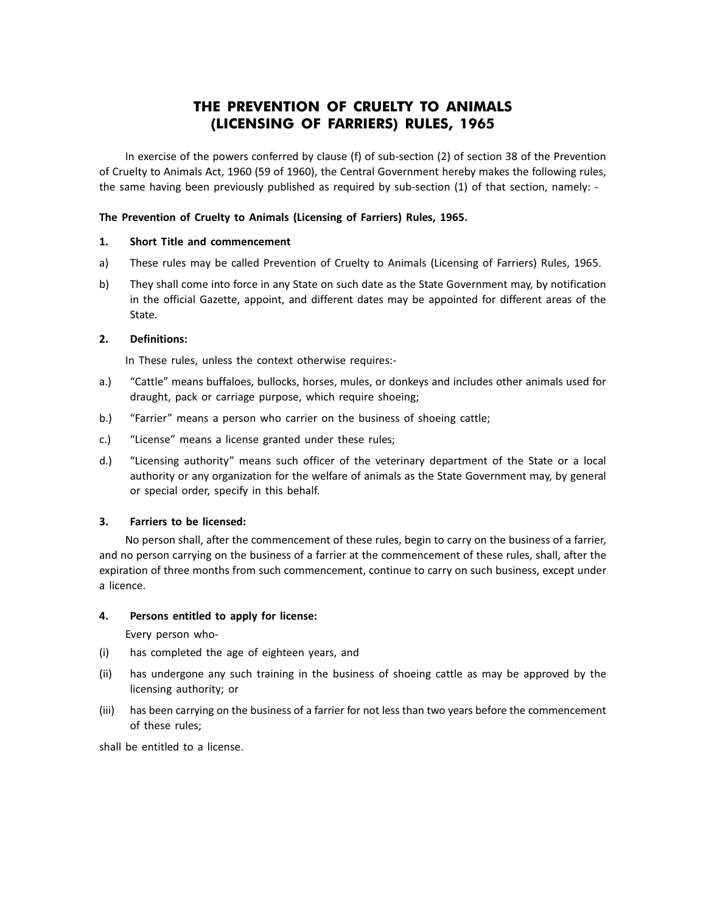# THE PREVENTION OF CRUELTY TO ANIMALS (LICENSING OF FARRIERS) RULES, 1965

In exercise of the powers conferred by clause (f) of sub-section (2) of section 38 of the Prevention of Cruelty to Animals Act, 1960 (59 of 1960), the Central Government hereby makes the following rules, the same having been previously published as required by sub-section (1) of that section, namely: -

**The Prevention of Cruelty to Animals (Licensing of Farriers) Rules, 1965.**

### 1. Short Title and commencement

a) These rules may be called Prevention of Cruelty to Animals (Licensing of Farriers) Rules, 1965.

b) They shall come into force in any State on such date as the State Government may, by notification in the official Gazette, appoint, and different dates may be appointed for different areas of the State.

### 2. Definitions:

In These rules, unless the context otherwise requires:-

a.) "Cattle" means buffaloes, bullocks, horses, mules, or donkeys and includes other animals used for draught, pack or carriage purpose, which require shoeing;

b.) "Farrier" means a person who carrier on the business of shoeing cattle;

c.) "License" means a license granted under these rules;

d.) "Licensing authority" means such officer of the veterinary department of the State or a local authority or any organization for the welfare of animals as the State Government may, by general or special order, specify in this behalf.

### 3. Farriers to be licensed:

No person shall, after the commencement of these rules, begin to carry on the business of a farrier, and no person carrying on the business of a farrier at the commencement of these rules, shall, after the expiration of three months from such commencement, continue to carry on such business, except under a licence.

### 4. Persons entitled to apply for license:

Every person who-

(i) has completed the age of eighteen years, and

(ii) has undergone any such training in the business of shoeing cattle as may be approved by the licensing authority; or

(iii) has been carrying on the business of a farrier for not less than two years before the commencement of these rules;

shall be entitled to a license.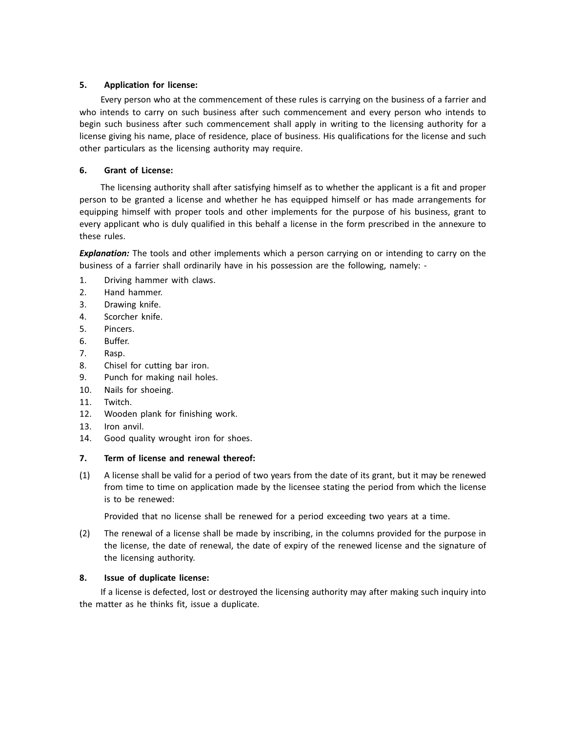**5. Application for license:**

Every person who at the commencement of these rules is carrying on the business of a farrier and who intends to carry on such business after such commencement and every person who intends to begin such business after such commencement shall apply in writing to the licensing authority for a license giving his name, place of residence, place of business. His qualifications for the license and such other particulars as the licensing authority may require.

**6. Grant of License:**

The licensing authority shall after satisfying himself as to whether the applicant is a fit and proper person to be granted a license and whether he has equipped himself or has made arrangements for equipping himself with proper tools and other implements for the purpose of his business, grant to every applicant who is duly qualified in this behalf a license in the form prescribed in the annexure to these rules.

***Explanation:*** The tools and other implements which a person carrying on or intending to carry on the business of a farrier shall ordinarily have in his possession are the following, namely: -

1. Driving hammer with claws.
2. Hand hammer.
3. Drawing knife.
4. Scorcher knife.
5. Pincers.
6. Buffer.
7. Rasp.
8. Chisel for cutting bar iron.
9. Punch for making nail holes.
10. Nails for shoeing.
11. Twitch.
12. Wooden plank for finishing work.
13. Iron anvil.
14. Good quality wrought iron for shoes.

**7. Term of license and renewal thereof:**

(1) A license shall be valid for a period of two years from the date of its grant, but it may be renewed from time to time on application made by the licensee stating the period from which the license is to be renewed:

Provided that no license shall be renewed for a period exceeding two years at a time.

(2) The renewal of a license shall be made by inscribing, in the columns provided for the purpose in the license, the date of renewal, the date of expiry of the renewed license and the signature of the licensing authority.

**8. Issue of duplicate license:**

If a license is defected, lost or destroyed the licensing authority may after making such inquiry into the matter as he thinks fit, issue a duplicate.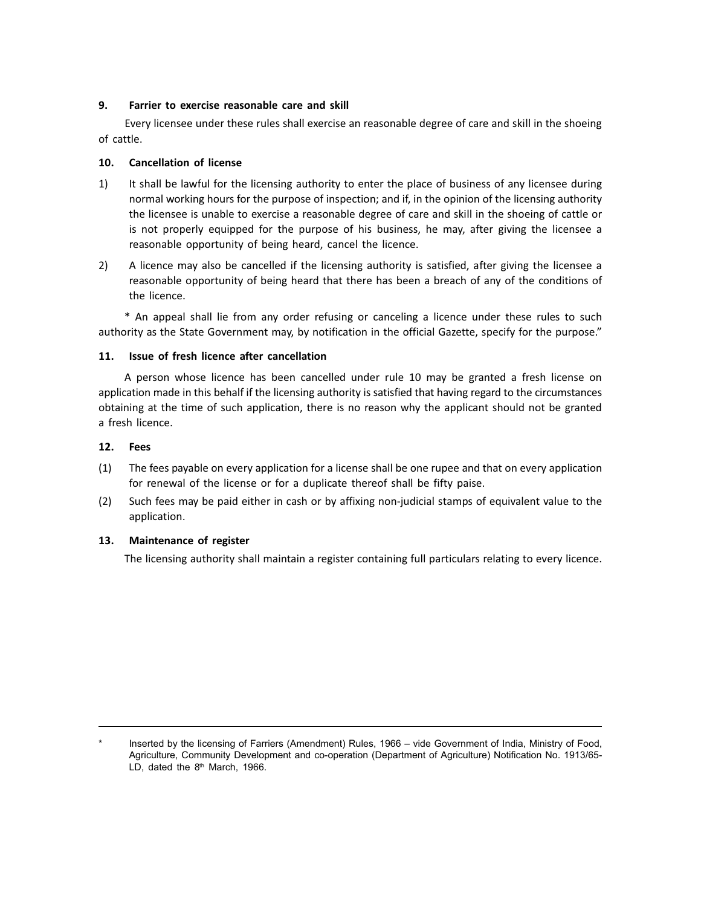### 9. Farrier to exercise reasonable care and skill

Every licensee under these rules shall exercise an reasonable degree of care and skill in the shoeing of cattle.

### 10. Cancellation of license

1) It shall be lawful for the licensing authority to enter the place of business of any licensee during normal working hours for the purpose of inspection; and if, in the opinion of the licensing authority the licensee is unable to exercise a reasonable degree of care and skill in the shoeing of cattle or is not properly equipped for the purpose of his business, he may, after giving the licensee a reasonable opportunity of being heard, cancel the licence.

2) A licence may also be cancelled if the licensing authority is satisfied, after giving the licensee a reasonable opportunity of being heard that there has been a breach of any of the conditions of the licence.

* An appeal shall lie from any order refusing or canceling a licence under these rules to such authority as the State Government may, by notification in the official Gazette, specify for the purpose."

### 11. Issue of fresh licence after cancellation

A person whose licence has been cancelled under rule 10 may be granted a fresh license on application made in this behalf if the licensing authority is satisfied that having regard to the circumstances obtaining at the time of such application, there is no reason why the applicant should not be granted a fresh licence.

### 12. Fees

(1) The fees payable on every application for a license shall be one rupee and that on every application for renewal of the license or for a duplicate thereof shall be fifty paise.

(2) Such fees may be paid either in cash or by affixing non-judicial stamps of equivalent value to the application.

### 13. Maintenance of register

The licensing authority shall maintain a register containing full particulars relating to every licence.

---

* Inserted by the licensing of Farriers (Amendment) Rules, 1966 – vide Government of India, Ministry of Food, Agriculture, Community Development and co-operation (Department of Agriculture) Notification No. 1913/65-LD, dated the 8th March, 1966.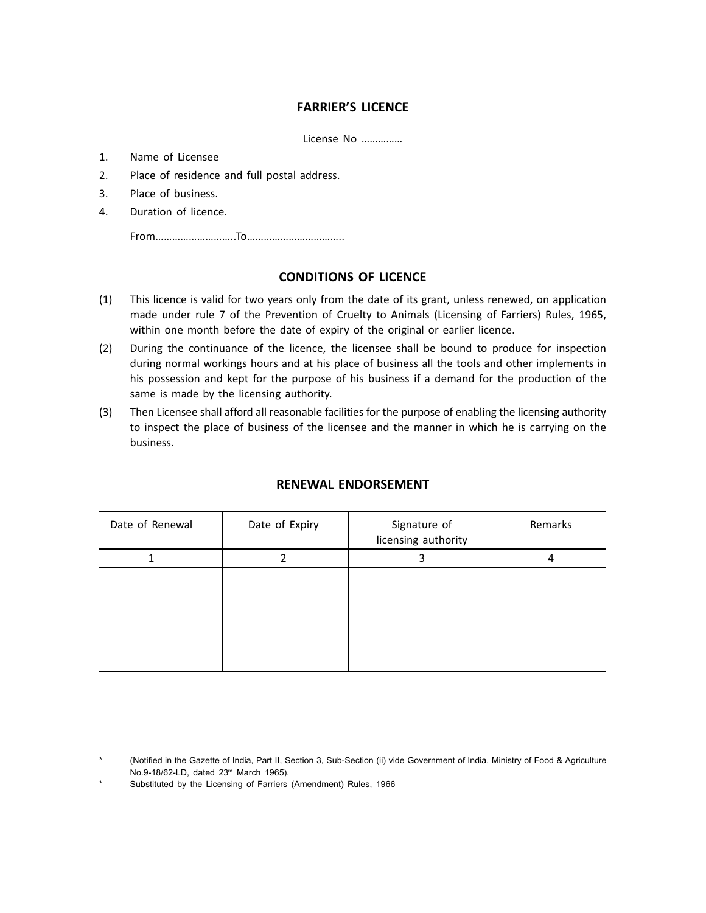## FARRIER'S LICENCE

License No ..............

1. Name of Licensee
2. Place of residence and full postal address.
3. Place of business.
4. Duration of licence.

From............................To..................................

## CONDITIONS OF LICENCE

(1) This licence is valid for two years only from the date of its grant, unless renewed, on application made under rule 7 of the Prevention of Cruelty to Animals (Licensing of Farriers) Rules, 1965, within one month before the date of expiry of the original or earlier licence.

(2) During the continuance of the licence, the licensee shall be bound to produce for inspection during normal workings hours and at his place of business all the tools and other implements in his possession and kept for the purpose of his business if a demand for the production of the same is made by the licensing authority.

(3) Then Licensee shall afford all reasonable facilities for the purpose of enabling the licensing authority to inspect the place of business of the licensee and the manner in which he is carrying on the business.

## RENEWAL ENDORSEMENT

| Date of Renewal | Date of Expiry | Signature of licensing authority | Remarks |
|---|---|---|---|
| 1 | 2 | 3 | 4 |
| | | | |

---

\* (Notified in the Gazette of India, Part II, Section 3, Sub-Section (ii) vide Government of India, Ministry of Food & Agriculture No.9-18/62-LD, dated 23rd March 1965).

\* Substituted by the Licensing of Farriers (Amendment) Rules, 1966